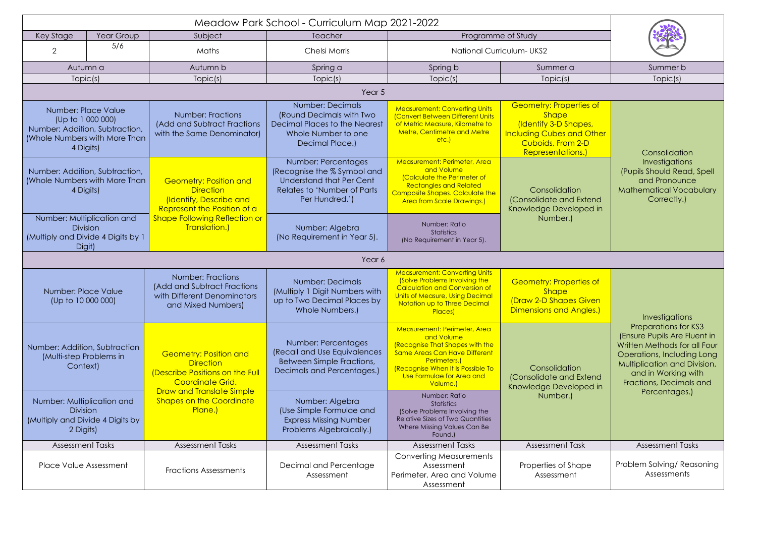# Meadow Park School - Curriculum Map 2021-2022

| Key Stage | Year Group | Subject | Teacher | Programme of Study |
|---|---|---|---|---|
| 2 | 5/6 | Maths | Chelsi Morris | National Curriculum- UKS2 |

| Autumn a | Autumn b | Spring a | Spring b | Summer a | Summer b |
|---|---|---|---|---|---|
| Topic(s) | Topic(s) | Topic(s) | Topic(s) | Topic(s) | Topic(s) |
| **Year 5** | | | | | |
| Number: Place Value (Up to 1 000 000) Number: Addition, Subtraction, (Whole Numbers with More Than 4 Digits) | Number: Fractions (Add and Subtract Fractions with the Same Denominator) | Number: Decimals (Round Decimals with Two Decimal Places to the Nearest Whole Number to one Decimal Place.) | Measurement: Converting Units (Convert Between Different Units of Metric Measure, Kilometre to Metre, Centimetre and Metre etc.) | Geometry: Properties of Shape (Identify 3-D Shapes, Including Cubes and Other Cuboids, From 2-D Representations.) | Consolidation Investigations (Pupils Should Read, Spell and Pronounce Mathematical Vocabulary Correctly.) |
| Number: Addition, Subtraction, (Whole Numbers with More Than 4 Digits) | Geometry: Position and Direction (Identify, Describe and Represent the Position of a Shape Following Reflection or Translation.) | Number: Percentages (Recognise the % Symbol and Understand that Per Cent Relates to 'Number of Parts Per Hundred.') | Measurement: Perimeter, Area and Volume (Calculate the Perimeter of Rectangles and Related Composite Shapes. Calculate the Area from Scale Drawings.) | Consolidation (Consolidate and Extend Knowledge Developed in Number.) | |
| Number: Multiplication and Division (Multiply and Divide 4 Digits by 1 Digit) | | Number: Algebra (No Requirement in Year 5). | Number: Ratio Statistics (No Requirement in Year 5). | | |
| **Year 6** | | | | | |
| Number: Place Value (Up to 10 000 000) | Number: Fractions (Add and Subtract Fractions with Different Denominators and Mixed Numbers) | Number: Decimals (Multiply 1 Digit Numbers with up to Two Decimal Places by Whole Numbers.) | Measurement: Converting Units (Solve Problems Involving the Calculation and Conversion of Units of Measure, Using Decimal Notation up to Three Decimal Places) | Geometry: Properties of Shape (Draw 2-D Shapes Given Dimensions and Angles.) | Investigations Preparations for KS3 (Ensure Pupils Are Fluent in Written Methods for all Four Operations, Including Long Multiplication and Division, and in Working with Fractions, Decimals and Percentages.) |
| Number: Addition, Subtraction (Multi-step Problems in Context) | Geometry: Position and Direction (Describe Positions on the Full Coordinate Grid. Draw and Translate Simple Shapes on the Coordinate Plane.) | Number: Percentages (Recall and Use Equivalences Between Simple Fractions, Decimals and Percentages.) | Measurement: Perimeter, Area and Volume (Recognise That Shapes with the Same Areas Can Have Different Perimeters.) (Recognise When It Is Possible To Use Formulae for Area and Volume.) | Consolidation (Consolidate and Extend Knowledge Developed in Number.) | |
| Number: Multiplication and Division (Multiply and Divide 4 Digits by 2 Digits) | | Number: Algebra (Use Simple Formulae and Express Missing Number Problems Algebraically.) | Number: Ratio Statistics (Solve Problems Involving the Relative Sizes of Two Quantities Where Missing Values Can Be Found.) | | |
| Assessment Tasks | Assessment Tasks | Assessment Tasks | Assessment Tasks | Assessment Task | Assessment Tasks |
| Place Value Assessment | Fractions Assessments | Decimal and Percentage Assessment | Converting Measurements Assessment Perimeter, Area and Volume Assessment | Properties of Shape Assessment | Problem Solving/ Reasoning Assessments |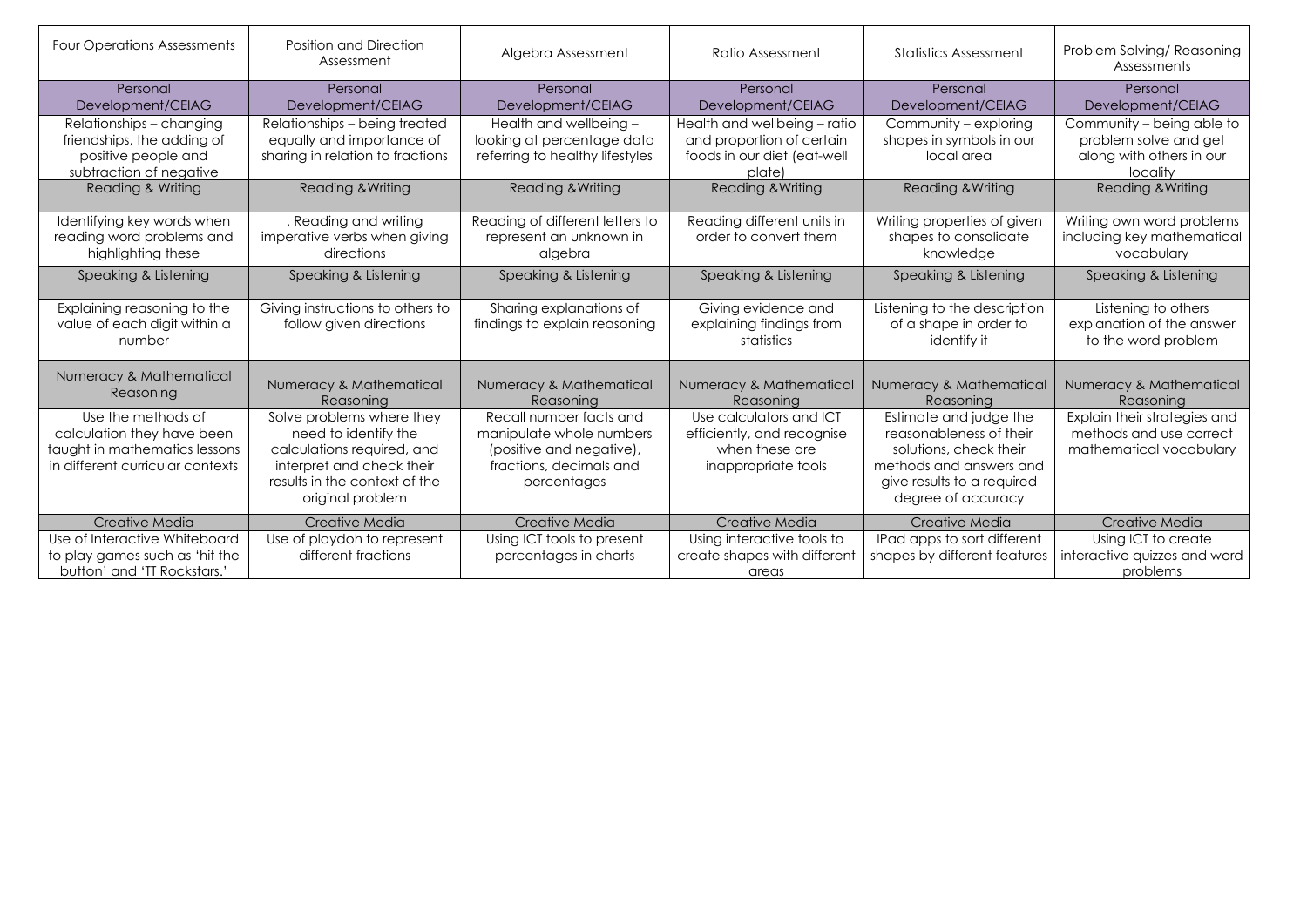| Four Operations Assessments | Position and Direction Assessment | Algebra Assessment | Ratio Assessment | Statistics Assessment | Problem Solving/ Reasoning Assessments |
|---|---|---|---|---|---|
| Personal Development/CEIAG | Personal Development/CEIAG | Personal Development/CEIAG | Personal Development/CEIAG | Personal Development/CEIAG | Personal Development/CEIAG |
| Relationships – changing friendships, the adding of positive people and subtraction of negative | Relationships – being treated equally and importance of sharing in relation to fractions | Health and wellbeing – looking at percentage data referring to healthy lifestyles | Health and wellbeing – ratio and proportion of certain foods in our diet (eat-well plate) | Community – exploring shapes in symbols in our local area | Community – being able to problem solve and get along with others in our locality |
| Reading & Writing | Reading &Writing | Reading &Writing | Reading &Writing | Reading &Writing | Reading &Writing |
| Identifying key words when reading word problems and highlighting these | . Reading and writing imperative verbs when giving directions | Reading of different letters to represent an unknown in algebra | Reading different units in order to convert them | Writing properties of given shapes to consolidate knowledge | Writing own word problems including key mathematical vocabulary |
| Speaking & Listening | Speaking & Listening | Speaking & Listening | Speaking & Listening | Speaking & Listening | Speaking & Listening |
| Explaining reasoning to the value of each digit within a number | Giving instructions to others to follow given directions | Sharing explanations of findings to explain reasoning | Giving evidence and explaining findings from statistics | Listening to the description of a shape in order to identify it | Listening to others explanation of the answer to the word problem |
| Numeracy & Mathematical Reasoning | Numeracy & Mathematical Reasoning | Numeracy & Mathematical Reasoning | Numeracy & Mathematical Reasoning | Numeracy & Mathematical Reasoning | Numeracy & Mathematical Reasoning |
| Use the methods of calculation they have been taught in mathematics lessons in different curricular contexts | Solve problems where they need to identify the calculations required, and interpret and check their results in the context of the original problem | Recall number facts and manipulate whole numbers (positive and negative), fractions, decimals and percentages | Use calculators and ICT efficiently, and recognise when these are inappropriate tools | Estimate and judge the reasonableness of their solutions, check their methods and answers and give results to a required degree of accuracy | Explain their strategies and methods and use correct mathematical vocabulary |
| Creative Media | Creative Media | Creative Media | Creative Media | Creative Media | Creative Media |
| Use of Interactive Whiteboard to play games such as 'hit the button' and 'TT Rockstars.' | Use of playdoh to represent different fractions | Using ICT tools to present percentages in charts | Using interactive tools to create shapes with different areas | IPad apps to sort different shapes by different features | Using ICT to create interactive quizzes and word problems |